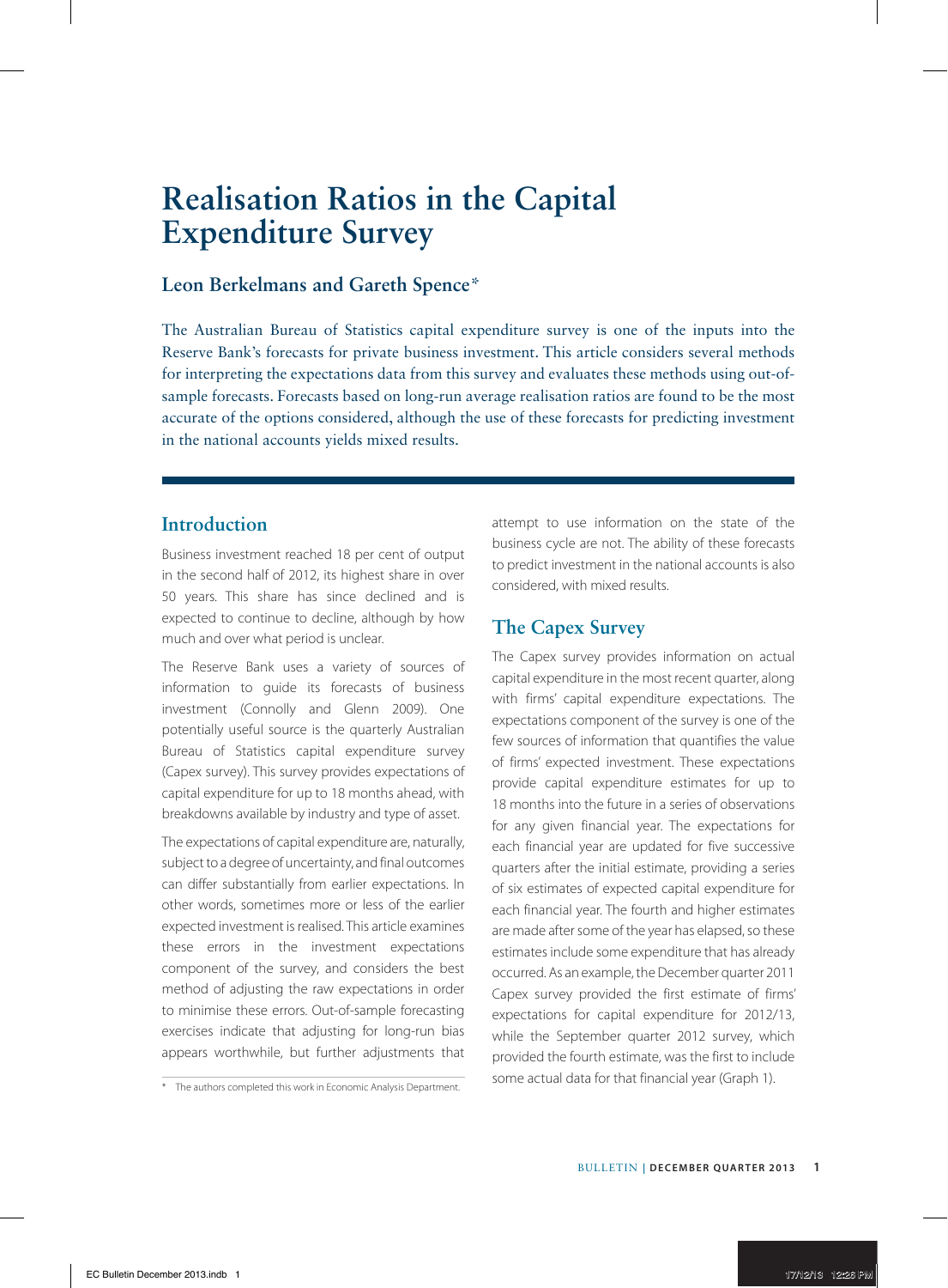# Realisation Ratios in the Capital Expenditure Survey

## Leon Berkelmans and Gareth Spence*

The Australian Bureau of Statistics capital expenditure survey is one of the inputs into the Reserve Bank's forecasts for private business investment. This article considers several methods for interpreting the expectations data from this survey and evaluates these methods using out-of-sample forecasts. Forecasts based on long-run average realisation ratios are found to be the most accurate of the options considered, although the use of these forecasts for predicting investment in the national accounts yields mixed results.

## Introduction

Business investment reached 18 per cent of output in the second half of 2012, its highest share in over 50 years. This share has since declined and is expected to continue to decline, although by how much and over what period is unclear.

The Reserve Bank uses a variety of sources of information to guide its forecasts of business investment (Connolly and Glenn 2009). One potentially useful source is the quarterly Australian Bureau of Statistics capital expenditure survey (Capex survey). This survey provides expectations of capital expenditure for up to 18 months ahead, with breakdowns available by industry and type of asset.

The expectations of capital expenditure are, naturally, subject to a degree of uncertainty, and final outcomes can differ substantially from earlier expectations. In other words, sometimes more or less of the earlier expected investment is realised. This article examines these errors in the investment expectations component of the survey, and considers the best method of adjusting the raw expectations in order to minimise these errors. Out-of-sample forecasting exercises indicate that adjusting for long-run bias appears worthwhile, but further adjustments that attempt to use information on the state of the business cycle are not. The ability of these forecasts to predict investment in the national accounts is also considered, with mixed results.

## The Capex Survey

The Capex survey provides information on actual capital expenditure in the most recent quarter, along with firms' capital expenditure expectations. The expectations component of the survey is one of the few sources of information that quantifies the value of firms' expected investment. These expectations provide capital expenditure estimates for up to 18 months into the future in a series of observations for any given financial year. The expectations for each financial year are updated for five successive quarters after the initial estimate, providing a series of six estimates of expected capital expenditure for each financial year. The fourth and higher estimates are made after some of the year has elapsed, so these estimates include some expenditure that has already occurred. As an example, the December quarter 2011 Capex survey provided the first estimate of firms' expectations for capital expenditure for 2012/13, while the September quarter 2012 survey, which provided the fourth estimate, was the first to include some actual data for that financial year (Graph 1).

* The authors completed this work in Economic Analysis Department.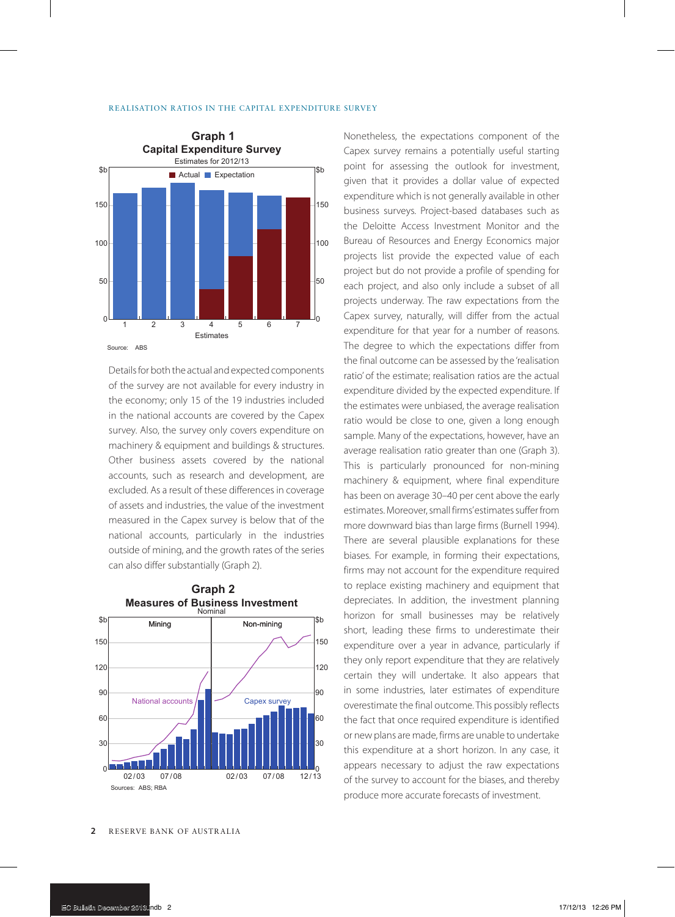**Graph 1**
**Capital Expenditure Survey**
Estimates for 2012/13

Source: ABS

Details for both the actual and expected components of the survey are not available for every industry in the economy; only 15 of the 19 industries included in the national accounts are covered by the Capex survey. Also, the survey only covers expenditure on machinery & equipment and buildings & structures. Other business assets covered by the national accounts, such as research and development, are excluded. As a result of these differences in coverage of assets and industries, the value of the investment measured in the Capex survey is below that of the national accounts, particularly in the industries outside of mining, and the growth rates of the series can also differ substantially (Graph 2).

**Graph 2**
**Measures of Business Investment**
Nominal

Sources: ABS; RBA

Nonetheless, the expectations component of the Capex survey remains a potentially useful starting point for assessing the outlook for investment, given that it provides a dollar value of expected expenditure which is not generally available in other business surveys. Project-based databases such as the Deloitte Access Investment Monitor and the Bureau of Resources and Energy Economics major projects list provide the expected value of each project but do not provide a profile of spending for each project, and also only include a subset of all projects underway. The raw expectations from the Capex survey, naturally, will differ from the actual expenditure for that year for a number of reasons. The degree to which the expectations differ from the final outcome can be assessed by the 'realisation ratio' of the estimate; realisation ratios are the actual expenditure divided by the expected expenditure. If the estimates were unbiased, the average realisation ratio would be close to one, given a long enough sample. Many of the expectations, however, have an average realisation ratio greater than one (Graph 3). This is particularly pronounced for non-mining machinery & equipment, where final expenditure has been on average 30–40 per cent above the early estimates. Moreover, small firms' estimates suffer from more downward bias than large firms (Burnell 1994). There are several plausible explanations for these biases. For example, in forming their expectations, firms may not account for the expenditure required to replace existing machinery and equipment that depreciates. In addition, the investment planning horizon for small businesses may be relatively short, leading these firms to underestimate their expenditure over a year in advance, particularly if they only report expenditure that they are relatively certain they will undertake. It also appears that in some industries, later estimates of expenditure overestimate the final outcome. This possibly reflects the fact that once required expenditure is identified or new plans are made, firms are unable to undertake this expenditure at a short horizon. In any case, it appears necessary to adjust the raw expectations of the survey to account for the biases, and thereby produce more accurate forecasts of investment.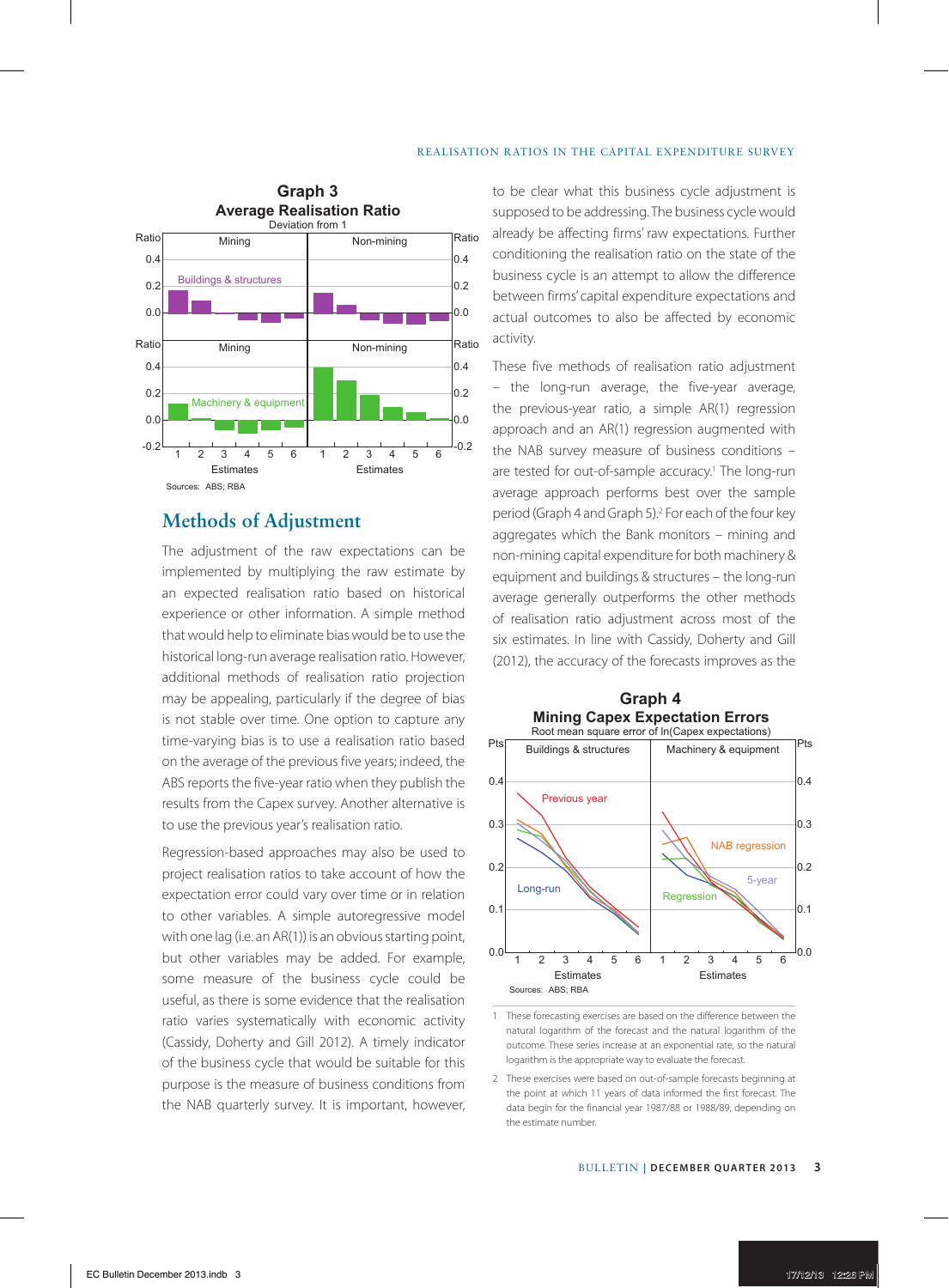**Graph 3**
**Average Realisation Ratio**
Deviation from 1

Sources: ABS; RBA

## Methods of Adjustment

The adjustment of the raw expectations can be implemented by multiplying the raw estimate by an expected realisation ratio based on historical experience or other information. A simple method that would help to eliminate bias would be to use the historical long-run average realisation ratio. However, additional methods of realisation ratio projection may be appealing, particularly if the degree of bias is not stable over time. One option to capture any time-varying bias is to use a realisation ratio based on the average of the previous five years; indeed, the ABS reports the five-year ratio when they publish the results from the Capex survey. Another alternative is to use the previous year's realisation ratio.

Regression-based approaches may also be used to project realisation ratios to take account of how the expectation error could vary over time or in relation to other variables. A simple autoregressive model with one lag (i.e. an AR(1)) is an obvious starting point, but other variables may be added. For example, some measure of the business cycle could be useful, as there is some evidence that the realisation ratio varies systematically with economic activity (Cassidy, Doherty and Gill 2012). A timely indicator of the business cycle that would be suitable for this purpose is the measure of business conditions from the NAB quarterly survey. It is important, however, to be clear what this business cycle adjustment is supposed to be addressing. The business cycle would already be affecting firms' raw expectations. Further conditioning the realisation ratio on the state of the business cycle is an attempt to allow the difference between firms' capital expenditure expectations and actual outcomes to also be affected by economic activity.

These five methods of realisation ratio adjustment – the long-run average, the five-year average, the previous-year ratio, a simple AR(1) regression approach and an AR(1) regression augmented with the NAB survey measure of business conditions – are tested for out-of-sample accuracy.[1] The long-run average approach performs best over the sample period (Graph 4 and Graph 5).[2] For each of the four key aggregates which the Bank monitors – mining and non-mining capital expenditure for both machinery & equipment and buildings & structures – the long-run average generally outperforms the other methods of realisation ratio adjustment across most of the six estimates. In line with Cassidy, Doherty and Gill (2012), the accuracy of the forecasts improves as the

**Graph 4**
**Mining Capex Expectation Errors**
Root mean square error of ln(Capex expectations)

Sources: ABS; RBA

1 These forecasting exercises are based on the difference between the natural logarithm of the forecast and the natural logarithm of the outcome. These series increase at an exponential rate, so the natural logarithm is the appropriate way to evaluate the forecast.

2 These exercises were based on out-of-sample forecasts beginning at the point at which 11 years of data informed the first forecast. The data begin for the financial year 1987/88 or 1988/89, depending on the estimate number.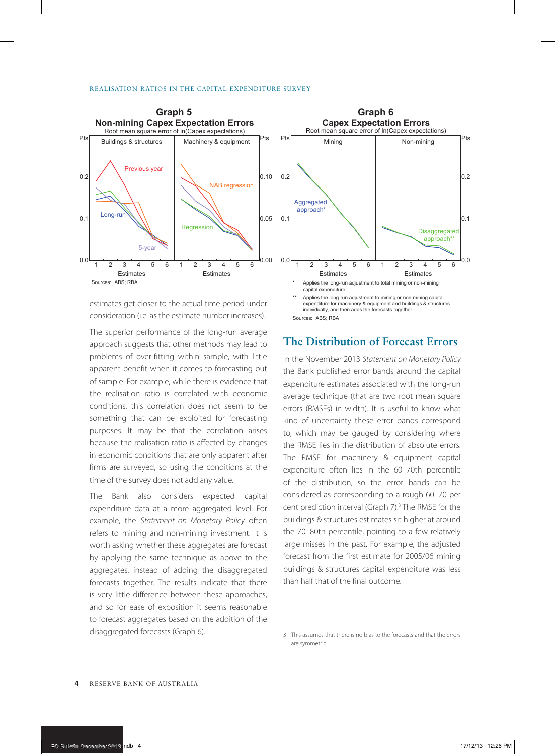**Graph 5**
**Non-mining Capex Expectation Errors**
Root mean square error of ln(Capex expectations)

Sources: ABS; RBA

**Graph 6**
**Capex Expectation Errors**
Root mean square error of ln(Capex expectations)

\* Applies the long-run adjustment to total mining or non-mining capital expenditure

\*\* Applies the long-run adjustment to mining or non-mining capital expenditure for machinery & equipment and buildings & structures individually, and then adds the forecasts together

Sources: ABS; RBA

estimates get closer to the actual time period under consideration (i.e. as the estimate number increases).

The superior performance of the long-run average approach suggests that other methods may lead to problems of over-fitting within sample, with little apparent benefit when it comes to forecasting out of sample. For example, while there is evidence that the realisation ratio is correlated with economic conditions, this correlation does not seem to be something that can be exploited for forecasting purposes. It may be that the correlation arises because the realisation ratio is affected by changes in economic conditions that are only apparent after firms are surveyed, so using the conditions at the time of the survey does not add any value.

The Bank also considers expected capital expenditure data at a more aggregated level. For example, the *Statement on Monetary Policy* often refers to mining and non-mining investment. It is worth asking whether these aggregates are forecast by applying the same technique as above to the aggregates, instead of adding the disaggregated forecasts together. The results indicate that there is very little difference between these approaches, and so for ease of exposition it seems reasonable to forecast aggregates based on the addition of the disaggregated forecasts (Graph 6).

## The Distribution of Forecast Errors

In the November 2013 *Statement on Monetary Policy* the Bank published error bands around the capital expenditure estimates associated with the long-run average technique (that are two root mean square errors (RMSEs) in width). It is useful to know what kind of uncertainty these error bands correspond to, which may be gauged by considering where the RMSE lies in the distribution of absolute errors. The RMSE for machinery & equipment capital expenditure often lies in the 60–70th percentile of the distribution, so the error bands can be considered as corresponding to a rough 60–70 per cent prediction interval (Graph 7).[3] The RMSE for the buildings & structures estimates sit higher at around the 70–80th percentile, pointing to a few relatively large misses in the past. For example, the adjusted forecast from the first estimate for 2005/06 mining buildings & structures capital expenditure was less than half that of the final outcome.

3 This assumes that there is no bias to the forecasts and that the errors are symmetric.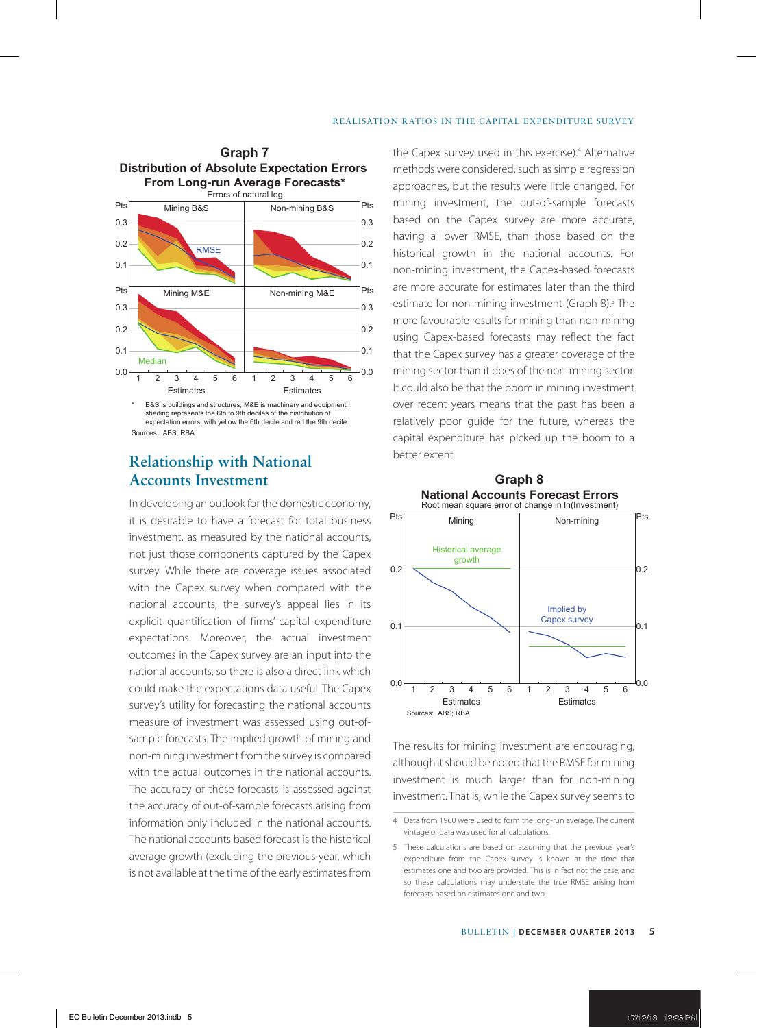**Graph 7**
**Distribution of Absolute Expectation Errors From Long-run Average Forecasts***
Errors of natural log

\* B&S is buildings and structures, M&E is machinery and equipment; shading represents the 6th to 9th deciles of the distribution of expectation errors, with yellow the 6th decile and red the 9th decile

Sources: ABS; RBA

## Relationship with National Accounts Investment

In developing an outlook for the domestic economy, it is desirable to have a forecast for total business investment, as measured by the national accounts, not just those components captured by the Capex survey. While there are coverage issues associated with the Capex survey when compared with the national accounts, the survey's appeal lies in its explicit quantification of firms' capital expenditure expectations. Moreover, the actual investment outcomes in the Capex survey are an input into the national accounts, so there is also a direct link which could make the expectations data useful. The Capex survey's utility for forecasting the national accounts measure of investment was assessed using out-of-sample forecasts. The implied growth of mining and non-mining investment from the survey is compared with the actual outcomes in the national accounts. The accuracy of these forecasts is assessed against the accuracy of out-of-sample forecasts arising from information only included in the national accounts. The national accounts based forecast is the historical average growth (excluding the previous year, which is not available at the time of the early estimates from the Capex survey used in this exercise).[4] Alternative methods were considered, such as simple regression approaches, but the results were little changed. For mining investment, the out-of-sample forecasts based on the Capex survey are more accurate, having a lower RMSE, than those based on the historical growth in the national accounts. For non-mining investment, the Capex-based forecasts are more accurate for estimates later than the third estimate for non-mining investment (Graph 8).[5] The more favourable results for mining than non-mining using Capex-based forecasts may reflect the fact that the Capex survey has a greater coverage of the mining sector than it does of the non-mining sector. It could also be that the boom in mining investment over recent years means that the past has been a relatively poor guide for the future, whereas the capital expenditure has picked up the boom to a better extent.

**Graph 8**
**National Accounts Forecast Errors**
Root mean square error of change in ln(Investment)

Sources: ABS; RBA

The results for mining investment are encouraging, although it should be noted that the RMSE for mining investment is much larger than for non-mining investment. That is, while the Capex survey seems to

4 Data from 1960 were used to form the long-run average. The current vintage of data was used for all calculations.

5 These calculations are based on assuming that the previous year's expenditure from the Capex survey is known at the time that estimates one and two are provided. This is in fact not the case, and so these calculations may understate the true RMSE arising from forecasts based on estimates one and two.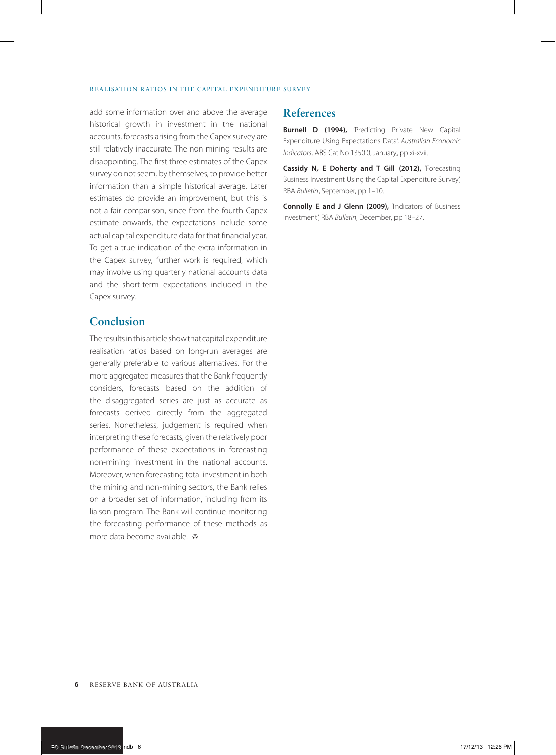add some information over and above the average historical growth in investment in the national accounts, forecasts arising from the Capex survey are still relatively inaccurate. The non-mining results are disappointing. The first three estimates of the Capex survey do not seem, by themselves, to provide better information than a simple historical average. Later estimates do provide an improvement, but this is not a fair comparison, since from the fourth Capex estimate onwards, the expectations include some actual capital expenditure data for that financial year. To get a true indication of the extra information in the Capex survey, further work is required, which may involve using quarterly national accounts data and the short-term expectations included in the Capex survey.

## Conclusion

The results in this article show that capital expenditure realisation ratios based on long-run averages are generally preferable to various alternatives. For the more aggregated measures that the Bank frequently considers, forecasts based on the addition of the disaggregated series are just as accurate as forecasts derived directly from the aggregated series. Nonetheless, judgement is required when interpreting these forecasts, given the relatively poor performance of these expectations in forecasting non-mining investment in the national accounts. Moreover, when forecasting total investment in both the mining and non-mining sectors, the Bank relies on a broader set of information, including from its liaison program. The Bank will continue monitoring the forecasting performance of these methods as more data become available.

## References

**Burnell D (1994),** 'Predicting Private New Capital Expenditure Using Expectations Data', *Australian Economic Indicators*, ABS Cat No 1350.0, January, pp xi-xvii.

**Cassidy N, E Doherty and T Gill (2012),** 'Forecasting Business Investment Using the Capital Expenditure Survey', RBA *Bulletin*, September, pp 1–10.

**Connolly E and J Glenn (2009),** 'Indicators of Business Investment', RBA *Bulletin*, December, pp 18–27.